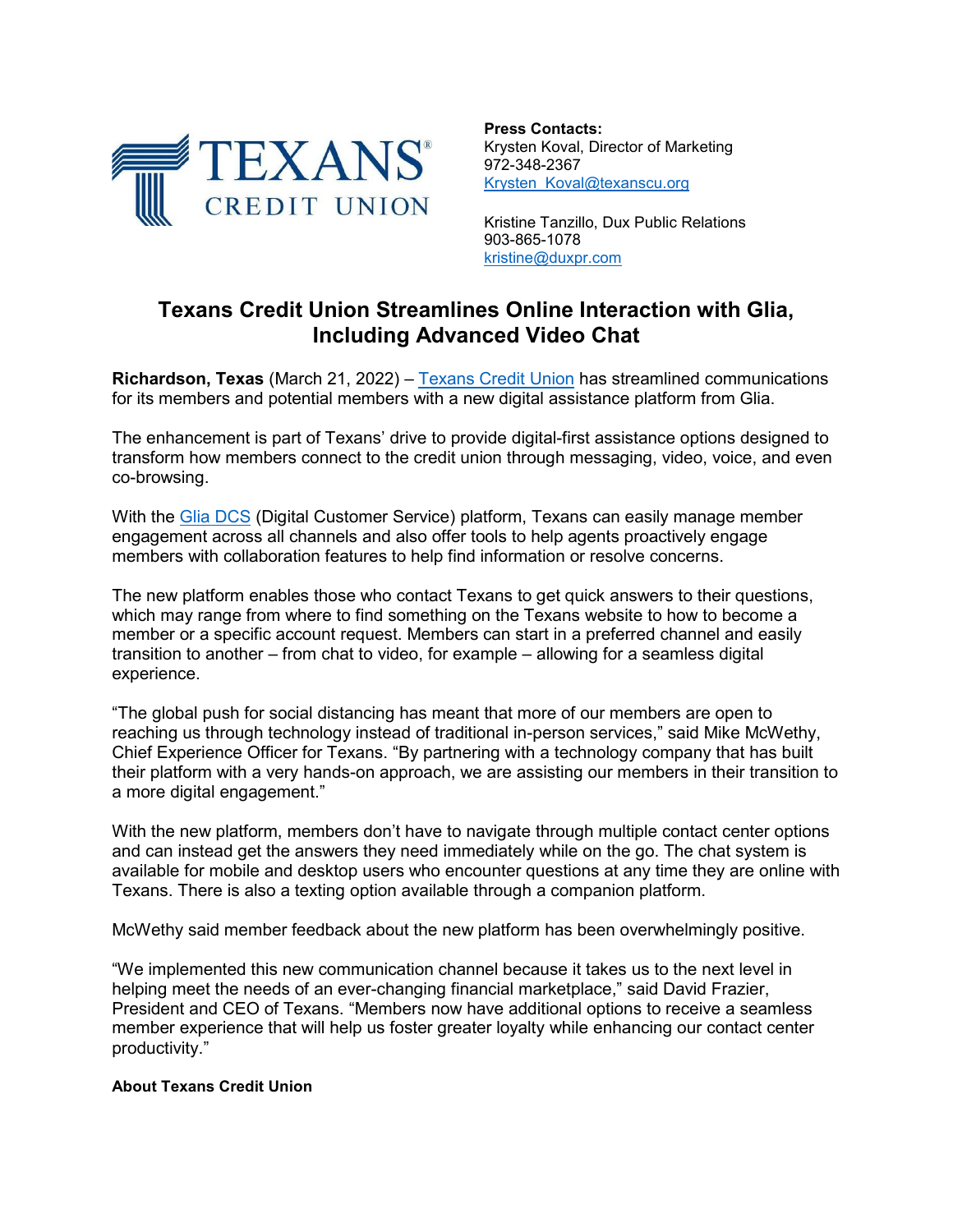**Press Contacts:**
Krysten Koval, Director of Marketing
972-348-2367
Krysten_Koval@texanscu.org

Kristine Tanzillo, Dux Public Relations
903-865-1078
kristine@duxpr.com

# Texans Credit Union Streamlines Online Interaction with Glia, Including Advanced Video Chat

**Richardson, Texas** (March 21, 2022) – Texans Credit Union has streamlined communications for its members and potential members with a new digital assistance platform from Glia.

The enhancement is part of Texans' drive to provide digital-first assistance options designed to transform how members connect to the credit union through messaging, video, voice, and even co-browsing.

With the Glia DCS (Digital Customer Service) platform, Texans can easily manage member engagement across all channels and also offer tools to help agents proactively engage members with collaboration features to help find information or resolve concerns.

The new platform enables those who contact Texans to get quick answers to their questions, which may range from where to find something on the Texans website to how to become a member or a specific account request. Members can start in a preferred channel and easily transition to another – from chat to video, for example – allowing for a seamless digital experience.

"The global push for social distancing has meant that more of our members are open to reaching us through technology instead of traditional in-person services," said Mike McWethy, Chief Experience Officer for Texans. "By partnering with a technology company that has built their platform with a very hands-on approach, we are assisting our members in their transition to a more digital engagement."

With the new platform, members don't have to navigate through multiple contact center options and can instead get the answers they need immediately while on the go. The chat system is available for mobile and desktop users who encounter questions at any time they are online with Texans. There is also a texting option available through a companion platform.

McWethy said member feedback about the new platform has been overwhelmingly positive.

"We implemented this new communication channel because it takes us to the next level in helping meet the needs of an ever-changing financial marketplace," said David Frazier, President and CEO of Texans. "Members now have additional options to receive a seamless member experience that will help us foster greater loyalty while enhancing our contact center productivity."

**About Texans Credit Union**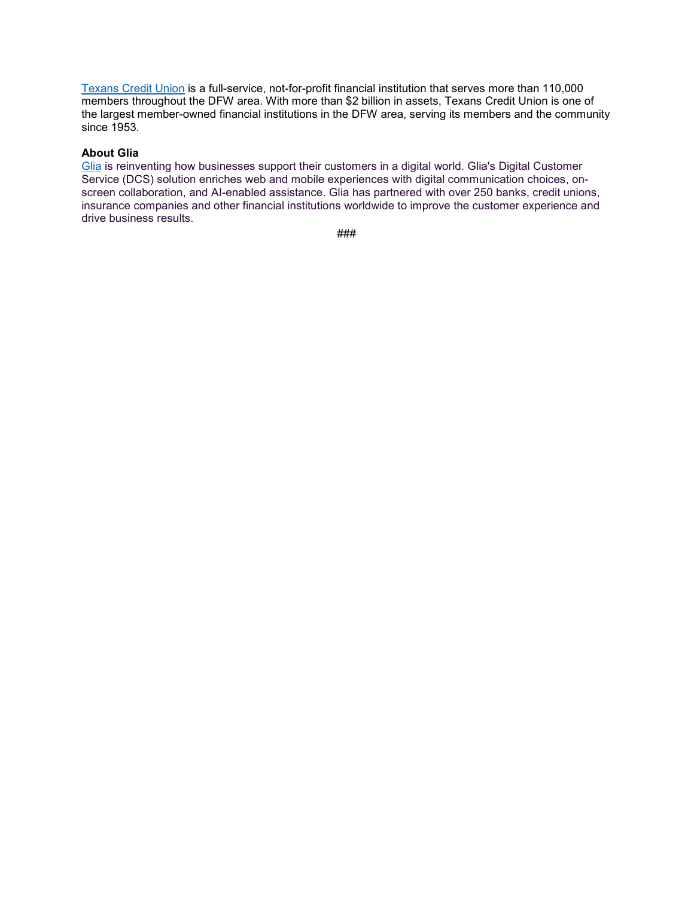Texans Credit Union is a full-service, not-for-profit financial institution that serves more than 110,000 members throughout the DFW area. With more than $2 billion in assets, Texans Credit Union is one of the largest member-owned financial institutions in the DFW area, serving its members and the community since 1953.

**About Glia**

Glia is reinventing how businesses support their customers in a digital world. Glia's Digital Customer Service (DCS) solution enriches web and mobile experiences with digital communication choices, on-screen collaboration, and AI-enabled assistance. Glia has partnered with over 250 banks, credit unions, insurance companies and other financial institutions worldwide to improve the customer experience and drive business results.

###